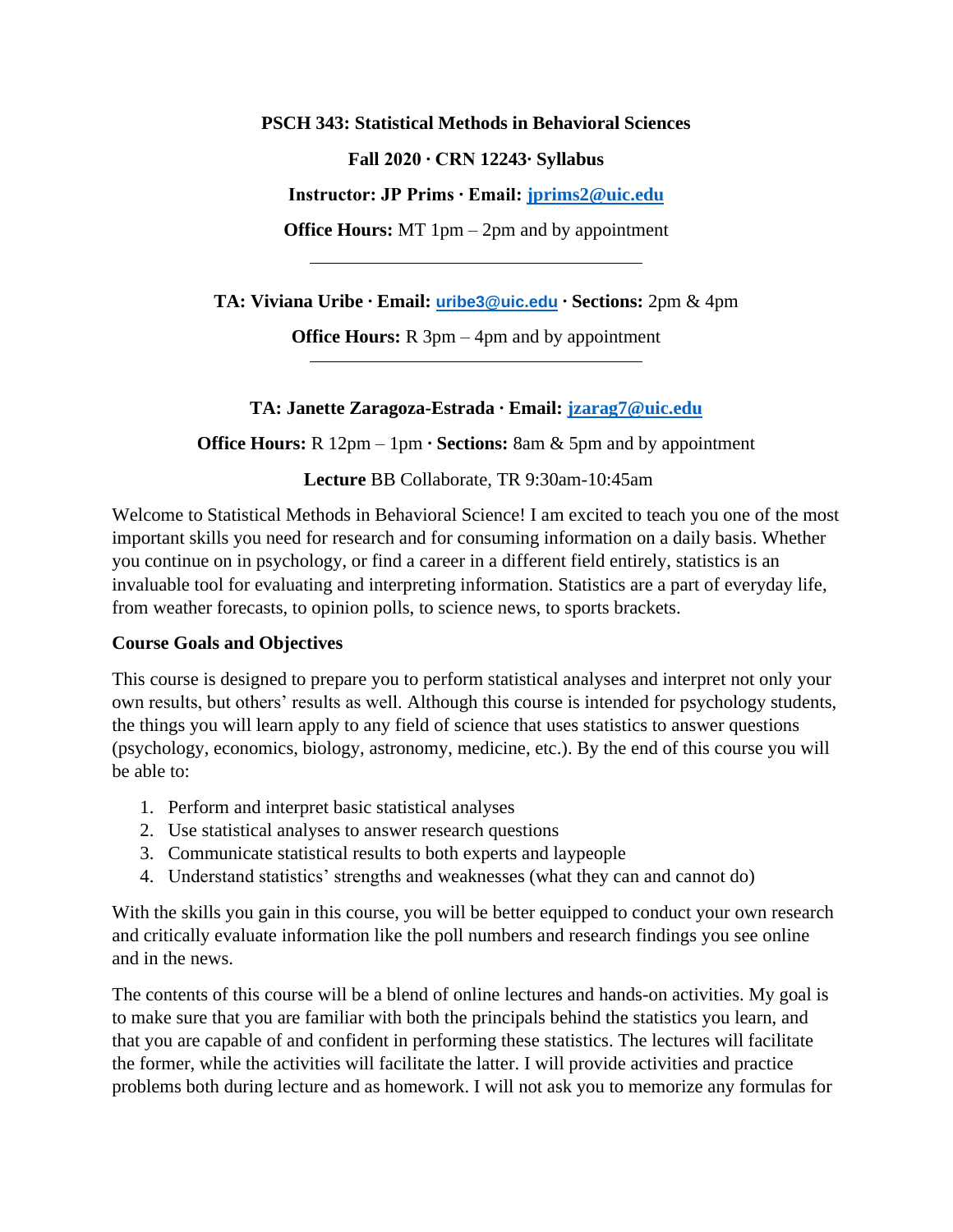**PSCH 343: Statistical Methods in Behavioral Sciences**

**Fall 2020 · CRN 12243· Syllabus**

**Instructor: JP Prims · Email: jprims2@uic.edu**

**Office Hours:** MT 1pm – 2pm and by appointment

---

**TA: Viviana Uribe · Email: uribe3@uic.edu · Sections:** 2pm & 4pm

**Office Hours:** R 3pm – 4pm and by appointment

---

**TA: Janette Zaragoza-Estrada · Email: jzarag7@uic.edu**

**Office Hours:** R 12pm – 1pm **· Sections:** 8am & 5pm and by appointment

**Lecture** BB Collaborate, TR 9:30am-10:45am

Welcome to Statistical Methods in Behavioral Science! I am excited to teach you one of the most important skills you need for research and for consuming information on a daily basis. Whether you continue on in psychology, or find a career in a different field entirely, statistics is an invaluable tool for evaluating and interpreting information. Statistics are a part of everyday life, from weather forecasts, to opinion polls, to science news, to sports brackets.

**Course Goals and Objectives**

This course is designed to prepare you to perform statistical analyses and interpret not only your own results, but others' results as well. Although this course is intended for psychology students, the things you will learn apply to any field of science that uses statistics to answer questions (psychology, economics, biology, astronomy, medicine, etc.). By the end of this course you will be able to:

1. Perform and interpret basic statistical analyses
2. Use statistical analyses to answer research questions
3. Communicate statistical results to both experts and laypeople
4. Understand statistics' strengths and weaknesses (what they can and cannot do)

With the skills you gain in this course, you will be better equipped to conduct your own research and critically evaluate information like the poll numbers and research findings you see online and in the news.

The contents of this course will be a blend of online lectures and hands-on activities. My goal is to make sure that you are familiar with both the principals behind the statistics you learn, and that you are capable of and confident in performing these statistics. The lectures will facilitate the former, while the activities will facilitate the latter. I will provide activities and practice problems both during lecture and as homework. I will not ask you to memorize any formulas for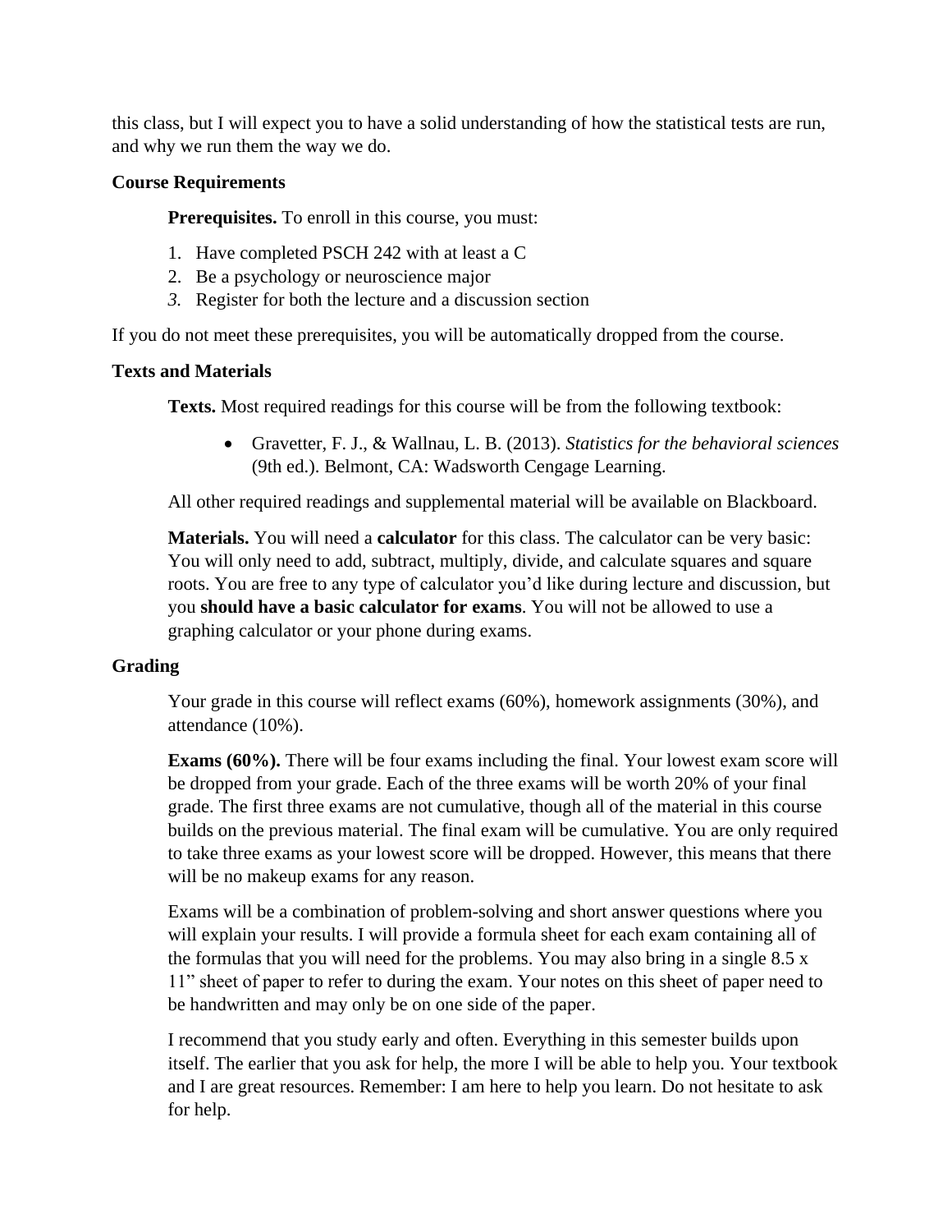this class, but I will expect you to have a solid understanding of how the statistical tests are run, and why we run them the way we do.

**Course Requirements**

**Prerequisites.** To enroll in this course, you must:

1. Have completed PSCH 242 with at least a C
2. Be a psychology or neuroscience major
3. Register for both the lecture and a discussion section

If you do not meet these prerequisites, you will be automatically dropped from the course.

**Texts and Materials**

**Texts.** Most required readings for this course will be from the following textbook:

- Gravetter, F. J., & Wallnau, L. B. (2013). *Statistics for the behavioral sciences* (9th ed.). Belmont, CA: Wadsworth Cengage Learning.

All other required readings and supplemental material will be available on Blackboard.

**Materials.** You will need a **calculator** for this class. The calculator can be very basic: You will only need to add, subtract, multiply, divide, and calculate squares and square roots. You are free to any type of calculator you'd like during lecture and discussion, but you **should have a basic calculator for exams**. You will not be allowed to use a graphing calculator or your phone during exams.

**Grading**

Your grade in this course will reflect exams (60%), homework assignments (30%), and attendance (10%).

**Exams (60%).** There will be four exams including the final. Your lowest exam score will be dropped from your grade. Each of the three exams will be worth 20% of your final grade. The first three exams are not cumulative, though all of the material in this course builds on the previous material. The final exam will be cumulative. You are only required to take three exams as your lowest score will be dropped. However, this means that there will be no makeup exams for any reason.

Exams will be a combination of problem-solving and short answer questions where you will explain your results. I will provide a formula sheet for each exam containing all of the formulas that you will need for the problems. You may also bring in a single 8.5 x 11" sheet of paper to refer to during the exam. Your notes on this sheet of paper need to be handwritten and may only be on one side of the paper.

I recommend that you study early and often. Everything in this semester builds upon itself. The earlier that you ask for help, the more I will be able to help you. Your textbook and I are great resources. Remember: I am here to help you learn. Do not hesitate to ask for help.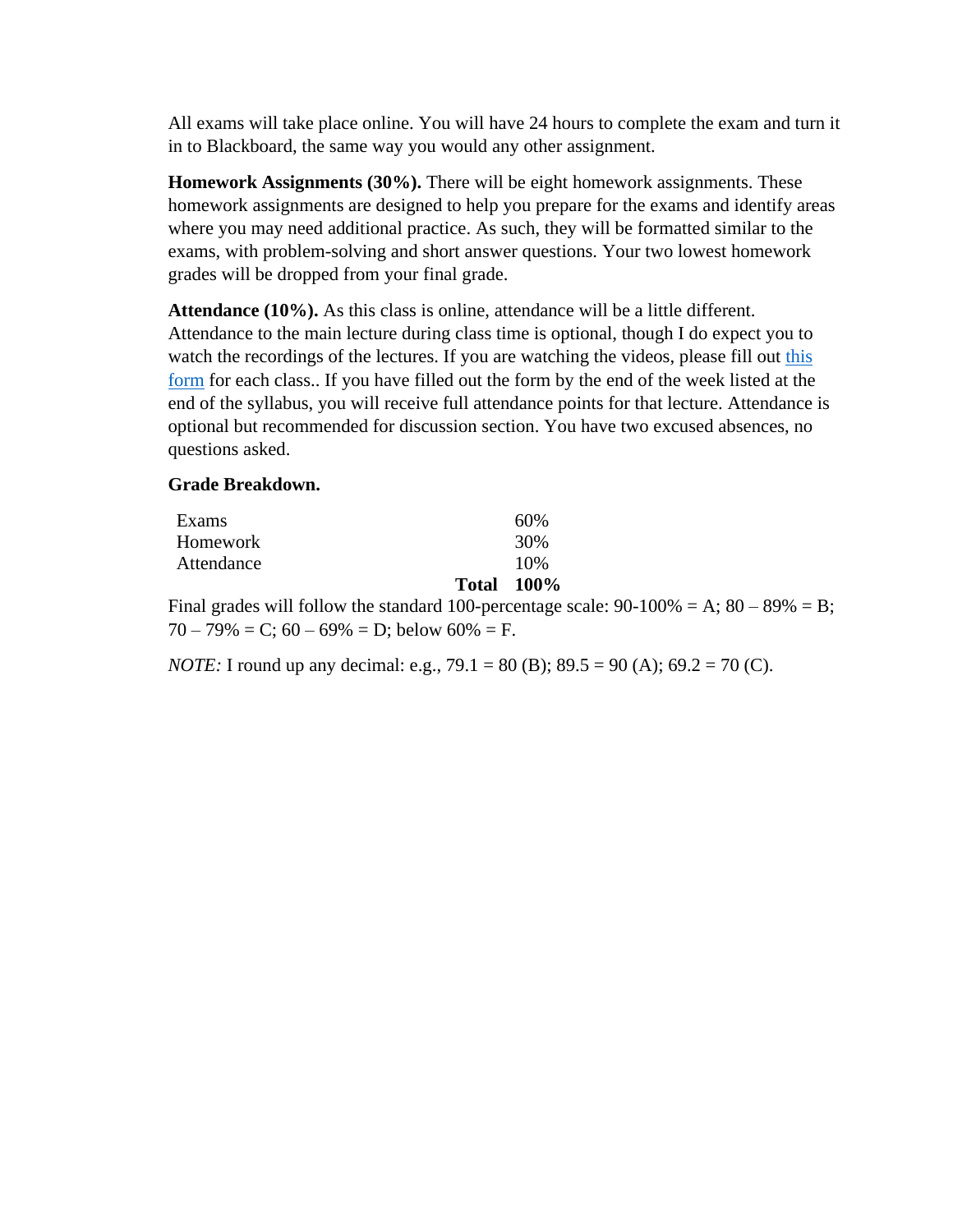All exams will take place online. You will have 24 hours to complete the exam and turn it in to Blackboard, the same way you would any other assignment.

**Homework Assignments (30%).** There will be eight homework assignments. These homework assignments are designed to help you prepare for the exams and identify areas where you may need additional practice. As such, they will be formatted similar to the exams, with problem-solving and short answer questions. Your two lowest homework grades will be dropped from your final grade.

**Attendance (10%).** As this class is online, attendance will be a little different. Attendance to the main lecture during class time is optional, though I do expect you to watch the recordings of the lectures. If you are watching the videos, please fill out this form for each class.. If you have filled out the form by the end of the week listed at the end of the syllabus, you will receive full attendance points for that lecture. Attendance is optional but recommended for discussion section. You have two excused absences, no questions asked.

**Grade Breakdown.**

| | |
|---|---|
| Exams | 60% |
| Homework | 30% |
| Attendance | 10% |
| **Total** | **100%** |

Final grades will follow the standard 100-percentage scale: 90-100% = A; 80 – 89% = B; 70 – 79% = C; 60 – 69% = D; below 60% = F.

*NOTE:* I round up any decimal: e.g., 79.1 = 80 (B); 89.5 = 90 (A); 69.2 = 70 (C).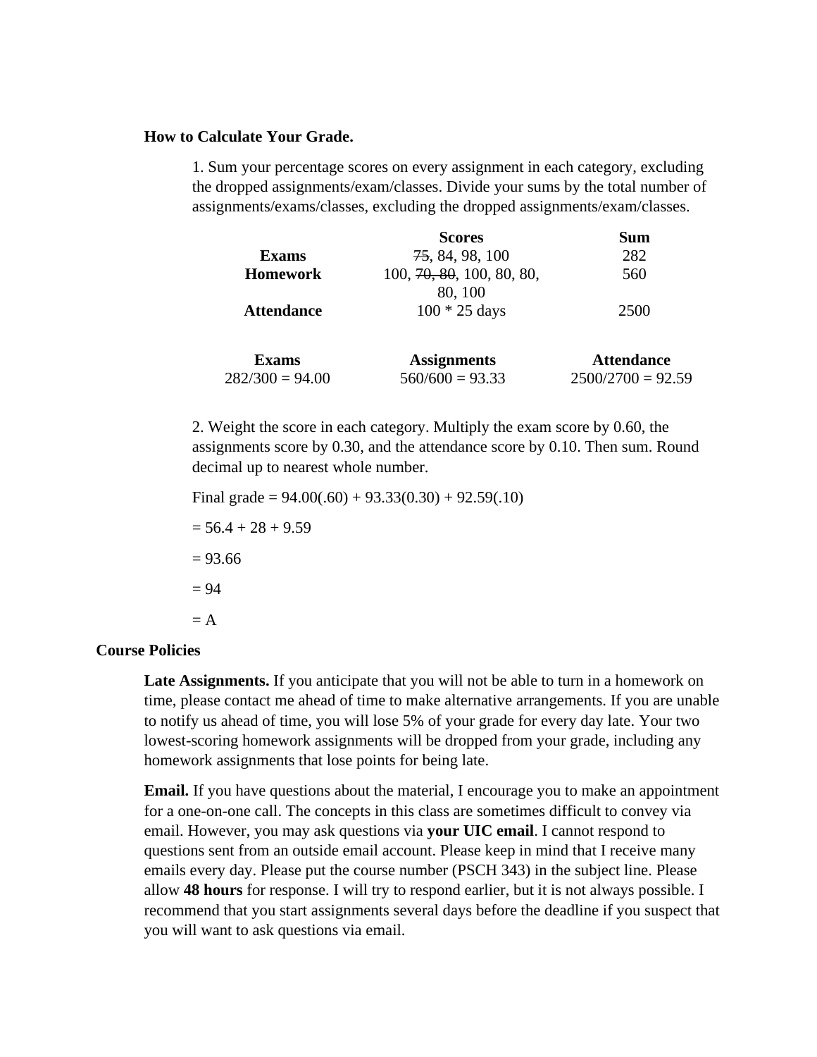**How to Calculate Your Grade.**

1. Sum your percentage scores on every assignment in each category, excluding the dropped assignments/exam/classes. Divide your sums by the total number of assignments/exams/classes, excluding the dropped assignments/exam/classes.

| | Scores | Sum |
|---|---|---|
| **Exams** | ~~75~~, 84, 98, 100 | 282 |
| **Homework** | 100, ~~70, 80~~, 100, 80, 80, 80, 100 | 560 |
| **Attendance** | 100 * 25 days | 2500 |

| Exams | Assignments | Attendance |
|---|---|---|
| 282/300 = 94.00 | 560/600 = 93.33 | 2500/2700 = 92.59 |

2. Weight the score in each category. Multiply the exam score by 0.60, the assignments score by 0.30, and the attendance score by 0.10. Then sum. Round decimal up to nearest whole number.

Final grade = 94.00(.60) + 93.33(0.30) + 92.59(.10)

= 56.4 + 28 + 9.59

= 93.66

= 94

= A

**Course Policies**

**Late Assignments.** If you anticipate that you will not be able to turn in a homework on time, please contact me ahead of time to make alternative arrangements. If you are unable to notify us ahead of time, you will lose 5% of your grade for every day late. Your two lowest-scoring homework assignments will be dropped from your grade, including any homework assignments that lose points for being late.

**Email.** If you have questions about the material, I encourage you to make an appointment for a one-on-one call. The concepts in this class are sometimes difficult to convey via email. However, you may ask questions via **your UIC email**. I cannot respond to questions sent from an outside email account. Please keep in mind that I receive many emails every day. Please put the course number (PSCH 343) in the subject line. Please allow **48 hours** for response. I will try to respond earlier, but it is not always possible. I recommend that you start assignments several days before the deadline if you suspect that you will want to ask questions via email.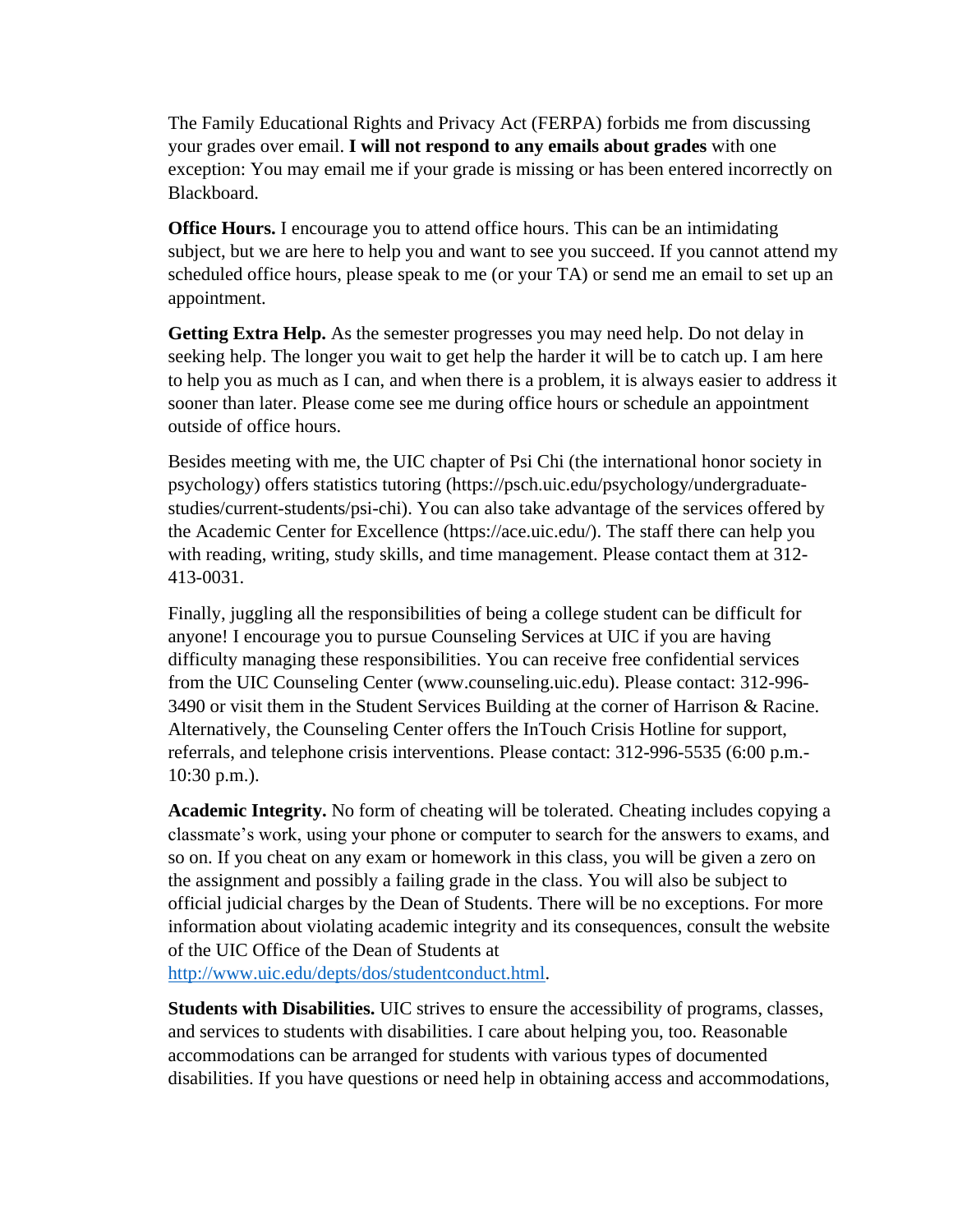The Family Educational Rights and Privacy Act (FERPA) forbids me from discussing your grades over email. **I will not respond to any emails about grades** with one exception: You may email me if your grade is missing or has been entered incorrectly on Blackboard.

**Office Hours.** I encourage you to attend office hours. This can be an intimidating subject, but we are here to help you and want to see you succeed. If you cannot attend my scheduled office hours, please speak to me (or your TA) or send me an email to set up an appointment.

**Getting Extra Help.** As the semester progresses you may need help. Do not delay in seeking help. The longer you wait to get help the harder it will be to catch up. I am here to help you as much as I can, and when there is a problem, it is always easier to address it sooner than later. Please come see me during office hours or schedule an appointment outside of office hours.

Besides meeting with me, the UIC chapter of Psi Chi (the international honor society in psychology) offers statistics tutoring (https://psch.uic.edu/psychology/undergraduate-studies/current-students/psi-chi). You can also take advantage of the services offered by the Academic Center for Excellence (https://ace.uic.edu/). The staff there can help you with reading, writing, study skills, and time management. Please contact them at 312-413-0031.

Finally, juggling all the responsibilities of being a college student can be difficult for anyone! I encourage you to pursue Counseling Services at UIC if you are having difficulty managing these responsibilities. You can receive free confidential services from the UIC Counseling Center (www.counseling.uic.edu). Please contact: 312-996-3490 or visit them in the Student Services Building at the corner of Harrison & Racine. Alternatively, the Counseling Center offers the InTouch Crisis Hotline for support, referrals, and telephone crisis interventions. Please contact: 312-996-5535 (6:00 p.m.-10:30 p.m.).

**Academic Integrity.** No form of cheating will be tolerated. Cheating includes copying a classmate's work, using your phone or computer to search for the answers to exams, and so on. If you cheat on any exam or homework in this class, you will be given a zero on the assignment and possibly a failing grade in the class. You will also be subject to official judicial charges by the Dean of Students. There will be no exceptions. For more information about violating academic integrity and its consequences, consult the website of the UIC Office of the Dean of Students at [http://www.uic.edu/depts/dos/studentconduct.html](http://www.uic.edu/depts/dos/studentconduct.html).

**Students with Disabilities.** UIC strives to ensure the accessibility of programs, classes, and services to students with disabilities. I care about helping you, too. Reasonable accommodations can be arranged for students with various types of documented disabilities. If you have questions or need help in obtaining access and accommodations,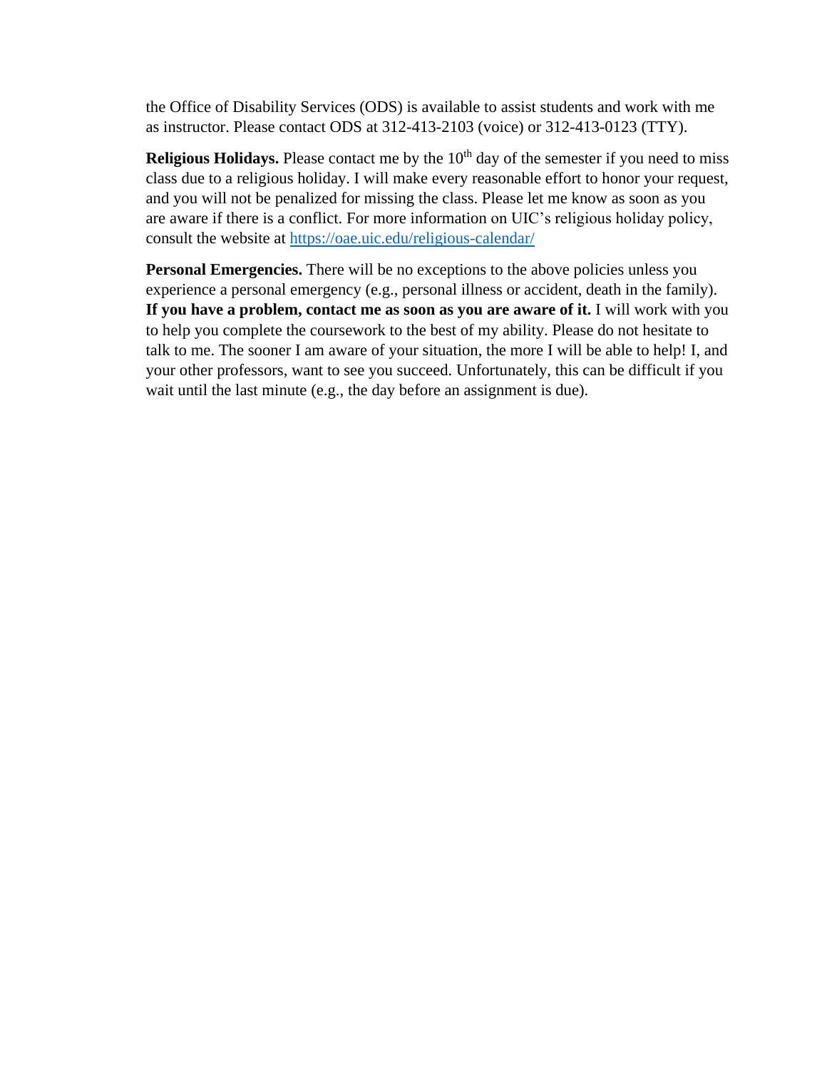the Office of Disability Services (ODS) is available to assist students and work with me as instructor. Please contact ODS at 312-413-2103 (voice) or 312-413-0123 (TTY).

**Religious Holidays.** Please contact me by the 10th day of the semester if you need to miss class due to a religious holiday. I will make every reasonable effort to honor your request, and you will not be penalized for missing the class. Please let me know as soon as you are aware if there is a conflict. For more information on UIC's religious holiday policy, consult the website at [https://oae.uic.edu/religious-calendar/](https://oae.uic.edu/religious-calendar/)

**Personal Emergencies.** There will be no exceptions to the above policies unless you experience a personal emergency (e.g., personal illness or accident, death in the family). **If you have a problem, contact me as soon as you are aware of it.** I will work with you to help you complete the coursework to the best of my ability. Please do not hesitate to talk to me. The sooner I am aware of your situation, the more I will be able to help! I, and your other professors, want to see you succeed. Unfortunately, this can be difficult if you wait until the last minute (e.g., the day before an assignment is due).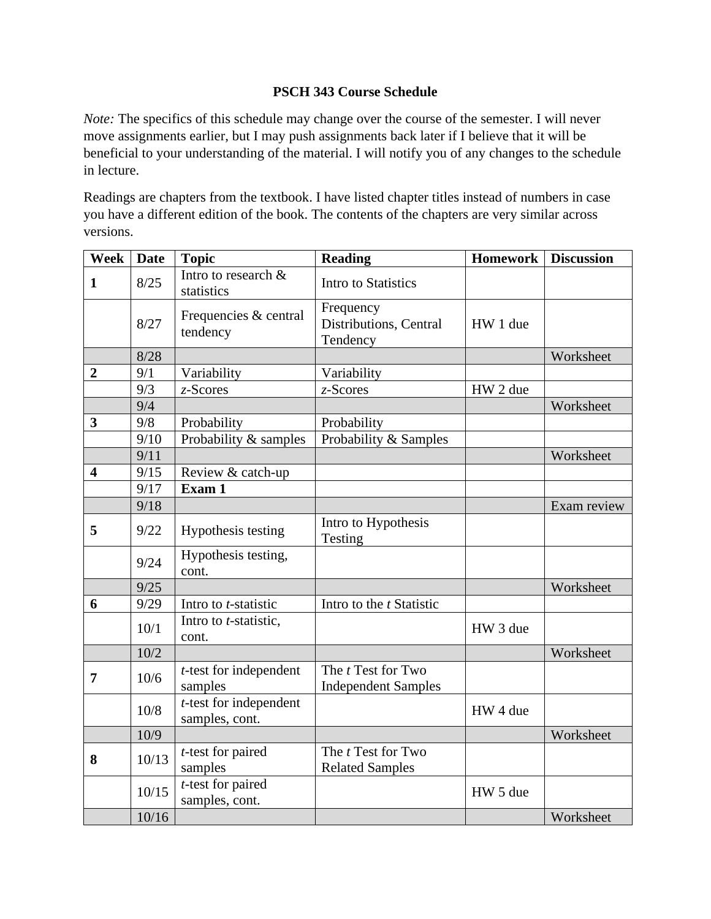**PSCH 343 Course Schedule**

*Note:* The specifics of this schedule may change over the course of the semester. I will never move assignments earlier, but I may push assignments back later if I believe that it will be beneficial to your understanding of the material. I will notify you of any changes to the schedule in lecture.

Readings are chapters from the textbook. I have listed chapter titles instead of numbers in case you have a different edition of the book. The contents of the chapters are very similar across versions.

| Week | Date | Topic | Reading | Homework | Discussion |
|---|---|---|---|---|---|
| **1** | 8/25 | Intro to research & statistics | Intro to Statistics | | |
| | 8/27 | Frequencies & central tendency | Frequency Distributions, Central Tendency | HW 1 due | |
| | 8/28 | | | | Worksheet |
| **2** | 9/1 | Variability | Variability | | |
| | 9/3 | *z*-Scores | *z*-Scores | HW 2 due | |
| | 9/4 | | | | Worksheet |
| **3** | 9/8 | Probability | Probability | | |
| | 9/10 | Probability & samples | Probability & Samples | | |
| | 9/11 | | | | Worksheet |
| **4** | 9/15 | Review & catch-up | | | |
| | 9/17 | **Exam 1** | | | |
| | 9/18 | | | | Exam review |
| **5** | 9/22 | Hypothesis testing | Intro to Hypothesis Testing | | |
| | 9/24 | Hypothesis testing, cont. | | | |
| | 9/25 | | | | Worksheet |
| **6** | 9/29 | Intro to *t*-statistic | Intro to the *t* Statistic | | |
| | 10/1 | Intro to *t*-statistic, cont. | | HW 3 due | |
| | 10/2 | | | | Worksheet |
| **7** | 10/6 | *t*-test for independent samples | The *t* Test for Two Independent Samples | | |
| | 10/8 | *t*-test for independent samples, cont. | | HW 4 due | |
| | 10/9 | | | | Worksheet |
| **8** | 10/13 | *t*-test for paired samples | The *t* Test for Two Related Samples | | |
| | 10/15 | *t*-test for paired samples, cont. | | HW 5 due | |
| | 10/16 | | | | Worksheet |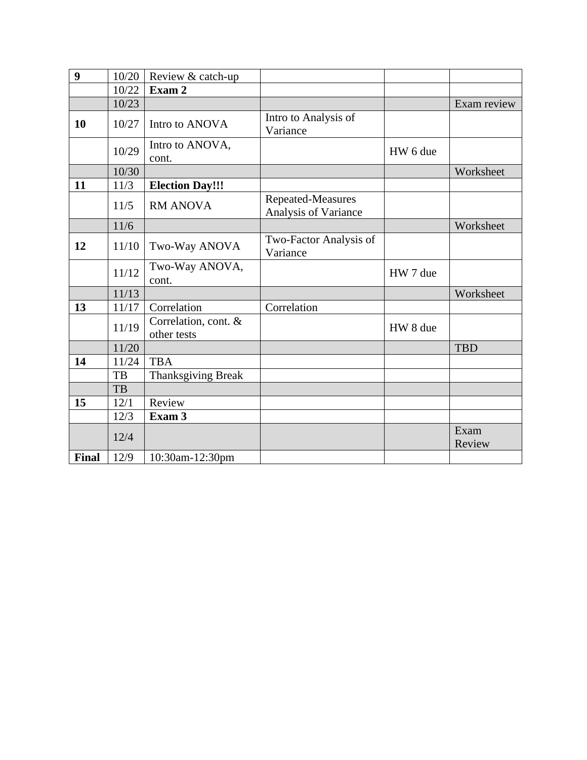| | | | | | |
|---|---|---|---|---|---|
| **9** | 10/20 | Review & catch-up | | | |
| | 10/22 | **Exam 2** | | | |
| | 10/23 | | | | Exam review |
| **10** | 10/27 | Intro to ANOVA | Intro to Analysis of Variance | | |
| | 10/29 | Intro to ANOVA, cont. | | HW 6 due | |
| | 10/30 | | | | Worksheet |
| **11** | 11/3 | **Election Day!!!** | | | |
| | 11/5 | RM ANOVA | Repeated-Measures Analysis of Variance | | |
| | 11/6 | | | | Worksheet |
| **12** | 11/10 | Two-Way ANOVA | Two-Factor Analysis of Variance | | |
| | 11/12 | Two-Way ANOVA, cont. | | HW 7 due | |
| | 11/13 | | | | Worksheet |
| **13** | 11/17 | Correlation | Correlation | | |
| | 11/19 | Correlation, cont. & other tests | | HW 8 due | |
| | 11/20 | | | | TBD |
| **14** | 11/24 | TBA | | | |
| | TB | Thanksgiving Break | | | |
| | TB | | | | |
| **15** | 12/1 | Review | | | |
| | 12/3 | **Exam 3** | | | |
| | 12/4 | | | | Exam Review |
| **Final** | 12/9 | 10:30am-12:30pm | | | |